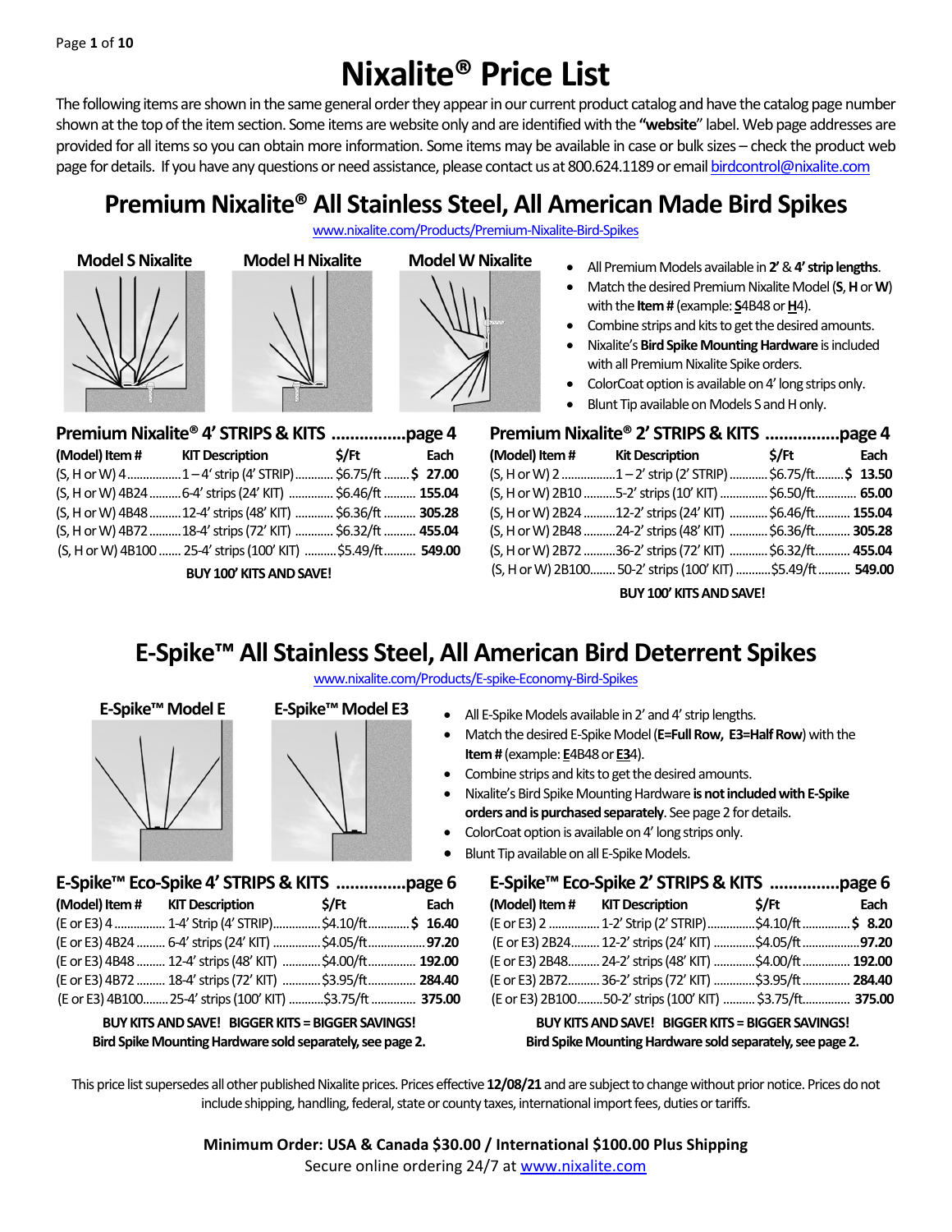# Nixalite® Price List

The following items are shown in the same general order they appear in our current product catalog and have the catalog page number shown at the top of the item section. Some items are website only and are identified with the **"website"** label. Web page addresses are provided for all items so you can obtain more information. Some items may be available in case or bulk sizes – check the product web page for details. If you have any questions or need assistance, please contact us at 800.624.1189 or email birdcontrol@nixalite.com

## Premium Nixalite® All Stainless Steel, All American Made Bird Spikes

www.nixalite.com/Products/Premium-Nixalite-Bird-Spikes

**Model S Nixalite** | **Model H Nixalite** | **Model W Nixalite**

- All Premium Models available in **2'** & **4' strip lengths**.
- Match the desired Premium Nixalite Model (**S**, **H** or **W**) with the **Item #** (example: **S**4B48 or **H**4).
- Combine strips and kits to get the desired amounts.
- Nixalite's **Bird Spike Mounting Hardware** is included with all Premium Nixalite Spike orders.
- ColorCoat option is available on 4' long strips only.
- Blunt Tip available on Models S and H only.

### Premium Nixalite® 4' STRIPS & KITS ................page 4

| (Model) Item # | KIT Description | $/Ft | Each |
|---|---|---|---|
| (S, H or W) 4 | 1 – 4' strip (4' STRIP) | $6.75/ft | $ 27.00 |
| (S, H or W) 4B24 | 6-4' strips (24' KIT) | $6.46/ft | 155.04 |
| (S, H or W) 4B48 | 12-4' strips (48' KIT) | $6.36/ft | 305.28 |
| (S, H or W) 4B72 | 18-4' strips (72' KIT) | $6.32/ft | 455.04 |
| (S, H or W) 4B100 | 25-4' strips (100' KIT) | $5.49/ft | 549.00 |

**BUY 100' KITS AND SAVE!**

### Premium Nixalite® 2' STRIPS & KITS ................page 4

| (Model) Item # | Kit Description | $/Ft | Each |
|---|---|---|---|
| (S, H or W) 2 | 1 – 2' strip (2' STRIP) | $6.75/ft | $ 13.50 |
| (S, H or W) 2B10 | 5-2' strips (10' KIT) | $6.50/ft | 65.00 |
| (S, H or W) 2B24 | 12-2' strips (24' KIT) | $6.46/ft | 155.04 |
| (S, H or W) 2B48 | 24-2' strips (48' KIT) | $6.36/ft | 305.28 |
| (S, H or W) 2B72 | 36-2' strips (72' KIT) | $6.32/ft | 455.04 |
| (S, H or W) 2B100 | 50-2' strips (100' KIT) | $5.49/ft | 549.00 |

**BUY 100' KITS AND SAVE!**

## E-Spike™ All Stainless Steel, All American Bird Deterrent Spikes

www.nixalite.com/Products/E-spike-Economy-Bird-Spikes

**E-Spike™ Model E** | **E-Spike™ Model E3**

- All E-Spike Models available in 2' and 4' strip lengths.
- Match the desired E-Spike Model (**E=Full Row, E3=Half Row**) with the **Item #** (example: **E**4B48 or **E3**4).
- Combine strips and kits to get the desired amounts.
- Nixalite's Bird Spike Mounting Hardware **is not included with E-Spike orders and is purchased separately**. See page 2 for details.
- ColorCoat option is available on 4' long strips only.
- Blunt Tip available on all E-Spike Models.

### E-Spike™ Eco-Spike 4' STRIPS & KITS ...............page 6

| (Model) Item # | KIT Description | $/Ft | Each |
|---|---|---|---|
| (E or E3) 4 | 1-4' Strip (4' STRIP) | $4.10/ft | $ 16.40 |
| (E or E3) 4B24 | 6-4' strips (24' KIT) | $4.05/ft | 97.20 |
| (E or E3) 4B48 | 12-4' strips (48' KIT) | $4.00/ft | 192.00 |
| (E or E3) 4B72 | 18-4' strips (72' KIT) | $3.95/ft | 284.40 |
| (E or E3) 4B100 | 25-4' strips (100' KIT) | $3.75/ft | 375.00 |

**BUY KITS AND SAVE! BIGGER KITS = BIGGER SAVINGS!**
**Bird Spike Mounting Hardware sold separately, see page 2.**

### E-Spike™ Eco-Spike 2' STRIPS & KITS ...............page 6

| (Model) Item # | KIT Description | $/Ft | Each |
|---|---|---|---|
| (E or E3) 2 | 1-2' Strip (2' STRIP) | $4.10/ft | $ 8.20 |
| (E or E3) 2B24 | 12-2' strips (24' KIT) | $4.05/ft | 97.20 |
| (E or E3) 2B48 | 24-2' strips (48' KIT) | $4.00/ft | 192.00 |
| (E or E3) 2B72 | 36-2' strips (72' KIT) | $3.95/ft | 284.40 |
| (E or E3) 2B100 | 50-2' strips (100' KIT) | $3.75/ft | 375.00 |

**BUY KITS AND SAVE! BIGGER KITS = BIGGER SAVINGS!**
**Bird Spike Mounting Hardware sold separately, see page 2.**

This price list supersedes all other published Nixalite prices. Prices effective **12/08/21** and are subject to change without prior notice. Prices do not include shipping, handling, federal, state or county taxes, international import fees, duties or tariffs.

**Minimum Order: USA & Canada $30.00 / International $100.00 Plus Shipping**

Secure online ordering 24/7 at www.nixalite.com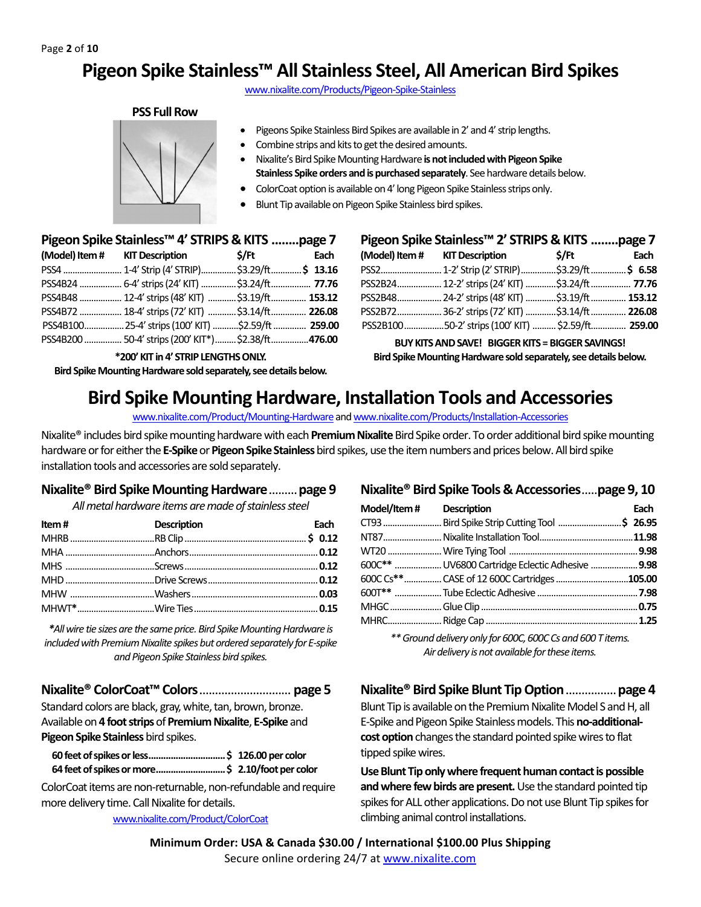# Pigeon Spike Stainless™ All Stainless Steel, All American Bird Spikes

www.nixalite.com/Products/Pigeon-Spike-Stainless

**PSS Full Row**

- Pigeons Spike Stainless Bird Spikes are available in 2' and 4' strip lengths.
- Combine strips and kits to get the desired amounts.
- Nixalite's Bird Spike Mounting Hardware **is not included with Pigeon Spike Stainless Spike orders and is purchased separately**. See hardware details below.
- ColorCoat option is available on 4' long Pigeon Spike Stainless strips only.
- Blunt Tip available on Pigeon Spike Stainless bird spikes.

## Pigeon Spike Stainless™ 4' STRIPS & KITS ........page 7

| (Model) Item # | KIT Description | $/Ft | Each |
|---|---|---|---|
| PSS4 | 1-4' Strip (4' STRIP) | $3.29/ft | $ 13.16 |
| PSS4B24 | 6-4' strips (24' KIT) | $3.24/ft | 77.76 |
| PSS4B48 | 12-4' strips (48' KIT) | $3.19/ft | 153.12 |
| PSS4B72 | 18-4' strips (72' KIT) | $3.14/ft | 226.08 |
| PSS4B100 | 25-4' strips (100' KIT) | $2.59/ft | 259.00 |
| PSS4B200 | 50-4' strips (200' KIT*) | $2.38/ft | 476.00 |

***200' KIT in 4' STRIP LENGTHS ONLY.**

**Bird Spike Mounting Hardware sold separately, see details below.**

## Pigeon Spike Stainless™ 2' STRIPS & KITS ........page 7

| (Model) Item # | KIT Description | $/Ft | Each |
|---|---|---|---|
| PSS2 | 1-2' Strip (2' STRIP) | $3.29/ft | $ 6.58 |
| PSS2B24 | 12-2' strips (24' KIT) | $3.24/ft | 77.76 |
| PSS2B48 | 24-2' strips (48' KIT) | $3.19/ft | 153.12 |
| PSS2B72 | 36-2' strips (72' KIT) | $3.14/ft | 226.08 |
| PSS2B100 | 50-2' strips (100' KIT) | $2.59/ft | 259.00 |

**BUY KITS AND SAVE! BIGGER KITS = BIGGER SAVINGS!**

**Bird Spike Mounting Hardware sold separately, see details below.**

# Bird Spike Mounting Hardware, Installation Tools and Accessories

www.nixalite.com/Product/Mounting-Hardware and www.nixalite.com/Products/Installation-Accessories

Nixalite® includes bird spike mounting hardware with each **Premium Nixalite** Bird Spike order. To order additional bird spike mounting hardware or for either the **E-Spike** or **Pigeon Spike Stainless** bird spikes, use the item numbers and prices below. All bird spike installation tools and accessories are sold separately.

## Nixalite® Bird Spike Mounting Hardware ......... page 9

*All metal hardware items are made of stainless steel*

| Item # | Description | Each |
|---|---|---|
| MHRB | RB Clip | $ 0.12 |
| MHA | Anchors | 0.12 |
| MHS | Screws | 0.12 |
| MHD | Drive Screws | 0.12 |
| MHW | Washers | 0.03 |
| MHWT* | Wire Ties | 0.15 |

*\*All wire tie sizes are the same price. Bird Spike Mounting Hardware is included with Premium Nixalite spikes but ordered separately for E-spike and Pigeon Spike Stainless bird spikes.*

## Nixalite® Bird Spike Tools & Accessories.....page 9, 10

| Model/Item # | Description | Each |
|---|---|---|
| CT93 | Bird Spike Strip Cutting Tool | $ 26.95 |
| NT87 | Nixalite Installation Tool | 11.98 |
| WT20 | Wire Tying Tool | 9.98 |
| 600C** | UV6800 Cartridge Eclectic Adhesive | 9.98 |
| 600C Cs** | CASE of 12 600C Cartridges | 105.00 |
| 600T** | Tube Eclectic Adhesive | 7.98 |
| MHGC | Glue Clip | 0.75 |
| MHRC | Ridge Cap | 1.25 |

*\*\* Ground delivery only for 600C, 600C Cs and 600 T items. Air delivery is not available for these items.*

## Nixalite® ColorCoat™ Colors ............................ page 5

Standard colors are black, gray, white, tan, brown, bronze. Available on **4 foot strips** of **Premium Nixalite**, **E-Spike** and **Pigeon Spike Stainless** bird spikes.

**60 feet of spikes or less.............................. $ 126.00 per color**
**64 feet of spikes or more........................... $ 2.10/foot per color**

ColorCoat items are non-returnable, non-refundable and require more delivery time. Call Nixalite for details.

www.nixalite.com/Product/ColorCoat

## Nixalite® Bird Spike Blunt Tip Option ............... page 4

Blunt Tip is available on the Premium Nixalite Model S and H, all E-Spike and Pigeon Spike Stainless models. This **no-additional-cost option** changes the standard pointed spike wires to flat tipped spike wires.

**Use Blunt Tip only where frequent human contact is possible and where few birds are present.** Use the standard pointed tip spikes for ALL other applications. Do not use Blunt Tip spikes for climbing animal control installations.

**Minimum Order: USA & Canada $30.00 / International $100.00 Plus Shipping**

Secure online ordering 24/7 at www.nixalite.com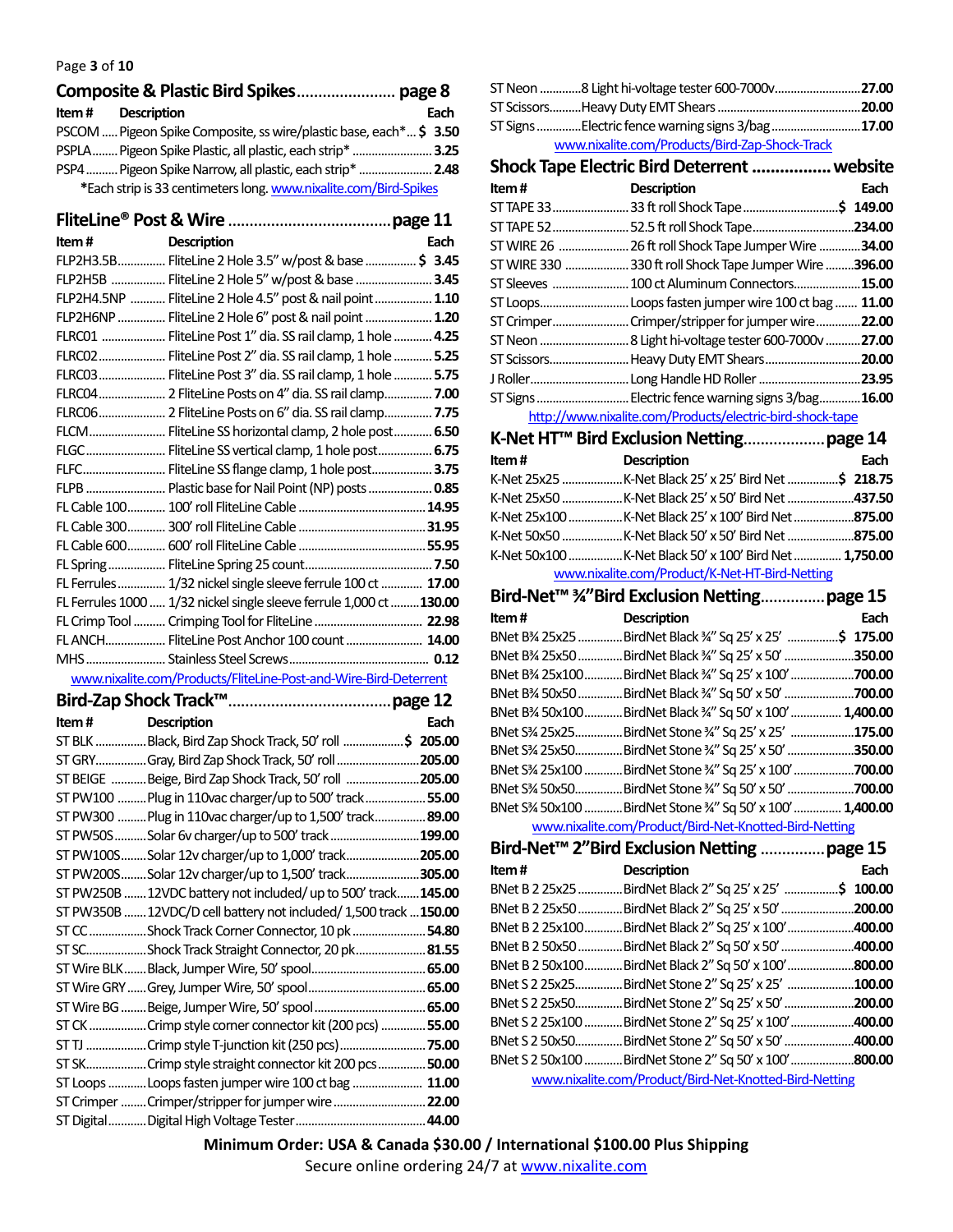## Composite & Plastic Bird Spikes...................... page 8

| Item # | Description | Each |
|---|---|---|
| PSCOM | Pigeon Spike Composite, ss wire/plastic base, each* | $ 3.50 |
| PSPLA | Pigeon Spike Plastic, all plastic, each strip* | 3.25 |
| PSP4 | Pigeon Spike Narrow, all plastic, each strip* | 2.48 |

*Each strip is 33 centimeters long. www.nixalite.com/Bird-Spikes

## FliteLine® Post & Wire ..................................... page 11

| Item # | Description | Each |
|---|---|---|
| FLP2H3.5B | FliteLine 2 Hole 3.5" w/post & base | $ 3.45 |
| FLP2H5B | FliteLine 2 Hole 5" w/post & base | 3.45 |
| FLP2H4.5NP | FliteLine 2 Hole 4.5" post & nail point | 1.10 |
| FLP2H6NP | FliteLine 2 Hole 6" post & nail point | 1.20 |
| FLRC01 | FliteLine Post 1" dia. SS rail clamp, 1 hole | 4.25 |
| FLRC02 | FliteLine Post 2" dia. SS rail clamp, 1 hole | 5.25 |
| FLRC03 | FliteLine Post 3" dia. SS rail clamp, 1 hole | 5.75 |
| FLRC04 | 2 FliteLine Posts on 4" dia. SS rail clamp | 7.00 |
| FLRC06 | 2 FliteLine Posts on 6" dia. SS rail clamp | 7.75 |
| FLCM | FliteLine SS horizontal clamp, 2 hole post | 6.50 |
| FLGC | FliteLine SS vertical clamp, 1 hole post | 6.75 |
| FLFC | FliteLine SS flange clamp, 1 hole post | 3.75 |
| FLPB | Plastic base for Nail Point (NP) posts | 0.85 |
| FL Cable 100 | 100' roll FliteLine Cable | 14.95 |
| FL Cable 300 | 300' roll FliteLine Cable | 31.95 |
| FL Cable 600 | 600' roll FliteLine Cable | 55.95 |
| FL Spring | FliteLine Spring 25 count | 7.50 |
| FL Ferrules | 1/32 nickel single sleeve ferrule 100 ct | 17.00 |
| FL Ferrules 1000 | 1/32 nickel single sleeve ferrule 1,000 ct | 130.00 |
| FL Crimp Tool | Crimping Tool for FliteLine | 22.98 |
| FL ANCH | FliteLine Post Anchor 100 count | 14.00 |
| MHS | Stainless Steel Screws | 0.12 |

www.nixalite.com/Products/FliteLine-Post-and-Wire-Bird-Deterrent

## Bird-Zap Shock Track™..................................... page 12

| Item # | Description | Each |
|---|---|---|
| ST BLK | Black, Bird Zap Shock Track, 50' roll | $ 205.00 |
| ST GRY | Gray, Bird Zap Shock Track, 50' roll | 205.00 |
| ST BEIGE | Beige, Bird Zap Shock Track, 50' roll | 205.00 |
| ST PW100 | Plug in 110vac charger/up to 500' track | 55.00 |
| ST PW300 | Plug in 110vac charger/up to 1,500' track | 89.00 |
| ST PW50S | Solar 6v charger/up to 500' track | 199.00 |
| ST PW100S | Solar 12v charger/up to 1,000' track | 205.00 |
| ST PW200S | Solar 12v charger/up to 1,500' track | 305.00 |
| ST PW250B | 12VDC battery not included/ up to 500' track | 145.00 |
| ST PW350B | 12VDC/D cell battery not included/ 1,500 track | 150.00 |
| ST CC | Shock Track Corner Connector, 10 pk | 54.80 |
| ST SC | Shock Track Straight Connector, 20 pk | 81.55 |
| ST Wire BLK | Black, Jumper Wire, 50' spool | 65.00 |
| ST Wire GRY | Grey, Jumper Wire, 50' spool | 65.00 |
| ST Wire BG | Beige, Jumper Wire, 50' spool | 65.00 |
| ST CK | Crimp style corner connector kit (200 pcs) | 55.00 |
| ST TJ | Crimp style T-junction kit (250 pcs) | 75.00 |
| ST SK | Crimp style straight connector kit 200 pcs | 50.00 |
| ST Loops | Loops fasten jumper wire 100 ct bag | 11.00 |
| ST Crimper | Crimper/stripper for jumper wire | 22.00 |
| ST Digital | Digital High Voltage Tester | 44.00 |
| ST Neon | 8 Light hi-voltage tester 600-7000v | 27.00 |
| ST Scissors | Heavy Duty EMT Shears | 20.00 |
| ST Signs | Electric fence warning signs 3/bag | 17.00 |

www.nixalite.com/Products/Bird-Zap-Shock-Track

## Shock Tape Electric Bird Deterrent ................. website

| Item # | Description | Each |
|---|---|---|
| ST TAPE 33 | 33 ft roll Shock Tape | $ 149.00 |
| ST TAPE 52 | 52.5 ft roll Shock Tape | 234.00 |
| ST WIRE 26 | 26 ft roll Shock Tape Jumper Wire | 34.00 |
| ST WIRE 330 | 330 ft roll Shock Tape Jumper Wire | 396.00 |
| ST Sleeves | 100 ct Aluminum Connectors | 15.00 |
| ST Loops | Loops fasten jumper wire 100 ct bag | 11.00 |
| ST Crimper | Crimper/stripper for jumper wire | 22.00 |
| ST Neon | 8 Light hi-voltage tester 600-7000v | 27.00 |
| ST Scissors | Heavy Duty EMT Shears | 20.00 |
| J Roller | Long Handle HD Roller | 23.95 |
| ST Signs | Electric fence warning signs 3/bag | 16.00 |

http://www.nixalite.com/Products/electric-bird-shock-tape

## K-Net HT™ Bird Exclusion Netting.................. page 14

| Item # | Description | Each |
|---|---|---|
| K-Net 25x25 | K-Net Black 25' x 25' Bird Net | $ 218.75 |
| K-Net 25x50 | K-Net Black 25' x 50' Bird Net | 437.50 |
| K-Net 25x100 | K-Net Black 25' x 100' Bird Net | 875.00 |
| K-Net 50x50 | K-Net Black 50' x 50' Bird Net | 875.00 |
| K-Net 50x100 | K-Net Black 50' x 100' Bird Net | 1,750.00 |

www.nixalite.com/Product/K-Net-HT-Bird-Netting

## Bird-Net™ ¾"Bird Exclusion Netting.............. page 15

| Item # | Description | Each |
|---|---|---|
| BNet B¾ 25x25 | BirdNet Black ¾" Sq 25' x 25' | $ 175.00 |
| BNet B¾ 25x50 | BirdNet Black ¾" Sq 25' x 50' | 350.00 |
| BNet B¾ 25x100 | BirdNet Black ¾" Sq 25' x 100' | 700.00 |
| BNet B¾ 50x50 | BirdNet Black ¾" Sq 50' x 50' | 700.00 |
| BNet B¾ 50x100 | BirdNet Black ¾" Sq 50' x 100' | 1,400.00 |
| BNet S¾ 25x25 | BirdNet Stone ¾" Sq 25' x 25' | 175.00 |
| BNet S¾ 25x50 | BirdNet Stone ¾" Sq 25' x 50' | 350.00 |
| BNet S¾ 25x100 | BirdNet Stone ¾" Sq 25' x 100' | 700.00 |
| BNet S¾ 50x50 | BirdNet Stone ¾" Sq 50' x 50' | 700.00 |
| BNet S¾ 50x100 | BirdNet Stone ¾" Sq 50' x 100' | 1,400.00 |

www.nixalite.com/Product/Bird-Net-Knotted-Bird-Netting

## Bird-Net™ 2"Bird Exclusion Netting .............. page 15

| Item # | Description | Each |
|---|---|---|
| BNet B 2 25x25 | BirdNet Black 2" Sq 25' x 25' | $ 100.00 |
| BNet B 2 25x50 | BirdNet Black 2" Sq 25' x 50' | 200.00 |
| BNet B 2 25x100 | BirdNet Black 2" Sq 25' x 100' | 400.00 |
| BNet B 2 50x50 | BirdNet Black 2" Sq 50' x 50' | 400.00 |
| BNet B 2 50x100 | BirdNet Black 2" Sq 50' x 100' | 800.00 |
| BNet S 2 25x25 | BirdNet Stone 2" Sq 25' x 25' | 100.00 |
| BNet S 2 25x50 | BirdNet Stone 2" Sq 25' x 50' | 200.00 |
| BNet S 2 25x100 | BirdNet Stone 2" Sq 25' x 100' | 400.00 |
| BNet S 2 50x50 | BirdNet Stone 2" Sq 50' x 50' | 400.00 |
| BNet S 2 50x100 | BirdNet Stone 2" Sq 50' x 100' | 800.00 |

www.nixalite.com/Product/Bird-Net-Knotted-Bird-Netting

**Minimum Order: USA & Canada $30.00 / International $100.00 Plus Shipping**

Secure online ordering 24/7 at www.nixalite.com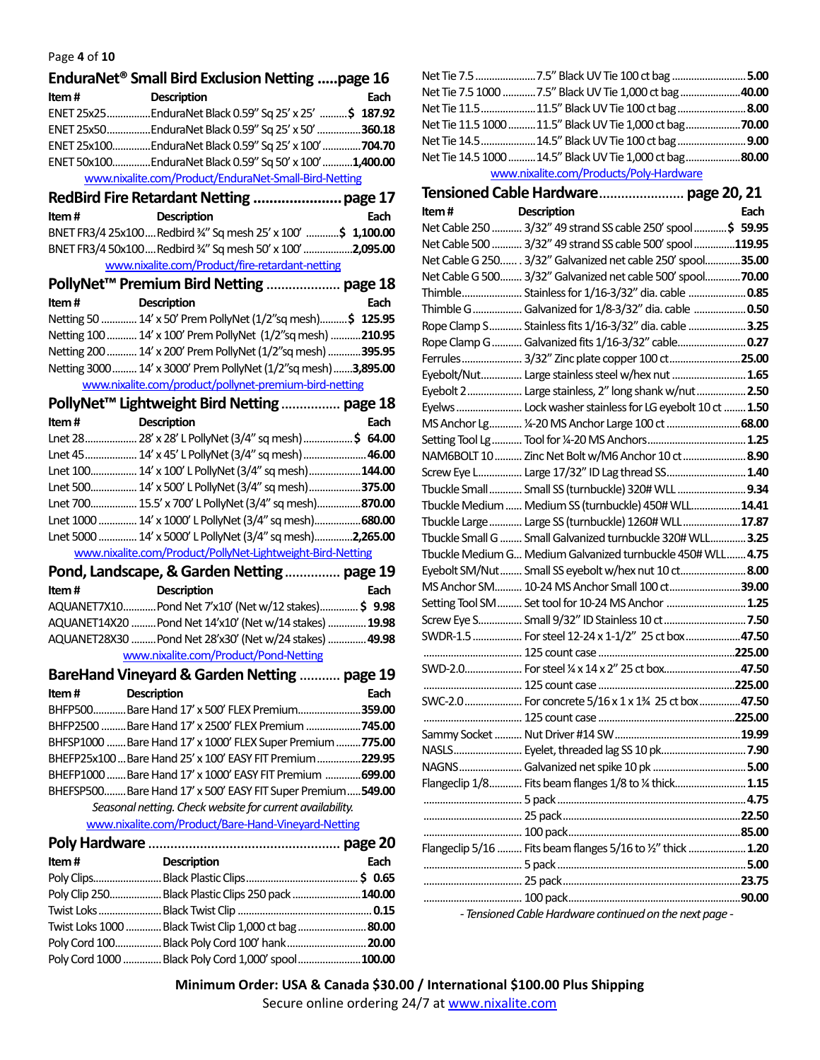## EnduraNet® Small Bird Exclusion Netting .....page 16

| Item # | Description | Each |
|---|---|---|
| ENET 25x25 | EnduraNet Black 0.59" Sq 25' x 25' | $ 187.92 |
| ENET 25x50 | EnduraNet Black 0.59" Sq 25' x 50' | 360.18 |
| ENET 25x100 | EnduraNet Black 0.59" Sq 25' x 100' | 704.70 |
| ENET 50x100 | EnduraNet Black 0.59" Sq 50' x 100' | 1,400.00 |

www.nixalite.com/Product/EnduraNet-Small-Bird-Netting

## RedBird Fire Retardant Netting ..................... page 17

| Item # | Description | Each |
|---|---|---|
| BNET FR3/4 25x100 | Redbird ¾" Sq mesh 25' x 100' | $ 1,100.00 |
| BNET FR3/4 50x100 | Redbird ¾" Sq mesh 50' x 100' | 2,095.00 |

www.nixalite.com/Product/fire-retardant-netting

## PollyNet™ Premium Bird Netting ................... page 18

| Item # | Description | Each |
|---|---|---|
| Netting 50 | 14' x 50' Prem PollyNet (1/2"sq mesh) | $ 125.95 |
| Netting 100 | 14' x 100' Prem PollyNet (1/2"sq mesh) | 210.95 |
| Netting 200 | 14' x 200' Prem PollyNet (1/2"sq mesh) | 395.95 |
| Netting 3000 | 14' x 3000' Prem PollyNet (1/2"sq mesh) | 3,895.00 |

www.nixalite.com/product/pollynet-premium-bird-netting

## PollyNet™ Lightweight Bird Netting ............... page 18

| Item # | Description | Each |
|---|---|---|
| Lnet 28 | 28' x 28' L PollyNet (3/4" sq mesh) | $ 64.00 |
| Lnet 45 | 14' x 45' L PollyNet (3/4" sq mesh) | 46.00 |
| Lnet 100 | 14' x 100' L PollyNet (3/4" sq mesh) | 144.00 |
| Lnet 500 | 14' x 500' L PollyNet (3/4" sq mesh) | 375.00 |
| Lnet 700 | 15.5' x 700' L PollyNet (3/4" sq mesh) | 870.00 |
| Lnet 1000 | 14' x 1000' L PollyNet (3/4" sq mesh) | 680.00 |
| Lnet 5000 | 14' x 5000' L PollyNet (3/4" sq mesh) | 2,265.00 |

www.nixalite.com/Product/PollyNet-Lightweight-Bird-Netting

## Pond, Landscape, & Garden Netting .............. page 19

| Item # | Description | Each |
|---|---|---|
| AQUANET7X10 | Pond Net 7'x10' (Net w/12 stakes) | $ 9.98 |
| AQUANET14X20 | Pond Net 14'x10' (Net w/14 stakes) | 19.98 |
| AQUANET28X30 | Pond Net 28'x30' (Net w/24 stakes) | 49.98 |

www.nixalite.com/Product/Pond-Netting

## BareHand Vineyard & Garden Netting .......... page 19

| Item # | Description | Each |
|---|---|---|
| BHFP500 | Bare Hand 17' x 500' FLEX Premium | 359.00 |
| BHFP2500 | Bare Hand 17' x 2500' FLEX Premium | 745.00 |
| BHFSP1000 | Bare Hand 17' x 1000' FLEX Super Premium | 775.00 |
| BHEFP25x100 | Bare Hand 25' x 100' EASY FIT Premium | 229.95 |
| BHEFP1000 | Bare Hand 17' x 1000' EASY FIT Premium | 699.00 |
| BHEFSP500 | Bare Hand 17' x 500' EASY FIT Super Premium | 549.00 |

*Seasonal netting. Check website for current availability.*

www.nixalite.com/Product/Bare-Hand-Vineyard-Netting

## Poly Hardware ................................................... page 20

| Item # | Description | Each |
|---|---|---|
| Poly Clips | Black Plastic Clips | $ 0.65 |
| Poly Clip 250 | Black Plastic Clips 250 pack | 140.00 |
| Twist Loks | Black Twist Clip | 0.15 |
| Twist Loks 1000 | Black Twist Clip 1,000 ct bag | 80.00 |
| Poly Cord 100 | Black Poly Cord 100' hank | 20.00 |
| Poly Cord 1000 | Black Poly Cord 1,000' spool | 100.00 |
| Net Tie 7.5 | 7.5" Black UV Tie 100 ct bag | 5.00 |
| Net Tie 7.5 1000 | 7.5" Black UV Tie 1,000 ct bag | 40.00 |
| Net Tie 11.5 | 11.5" Black UV Tie 100 ct bag | 8.00 |
| Net Tie 11.5 1000 | 11.5" Black UV Tie 1,000 ct bag | 70.00 |
| Net Tie 14.5 | 14.5" Black UV Tie 100 ct bag | 9.00 |
| Net Tie 14.5 1000 | 14.5" Black UV Tie 1,000 ct bag | 80.00 |

www.nixalite.com/Products/Poly-Hardware

## Tensioned Cable Hardware...................... page 20, 21

| Item # | Description | Each |
|---|---|---|
| Net Cable 250 | 3/32" 49 strand SS cable 250' spool | $ 59.95 |
| Net Cable 500 | 3/32" 49 strand SS cable 500' spool | 119.95 |
| Net Cable G 250 | 3/32" Galvanized net cable 250' spool | 35.00 |
| Net Cable G 500 | 3/32" Galvanized net cable 500' spool | 70.00 |
| Thimble | Stainless for 1/16-3/32" dia. cable | 0.85 |
| Thimble G | Galvanized for 1/8-3/32" dia. cable | 0.50 |
| Rope Clamp S | Stainless fits 1/16-3/32" dia. cable | 3.25 |
| Rope Clamp G | Galvanized fits 1/16-3/32" cable | 0.27 |
| Ferrules | 3/32" Zinc plate copper 100 ct | 25.00 |
| Eyebolt/Nut | Large stainless steel w/hex nut | 1.65 |
| Eyebolt 2 | Large stainless, 2" long shank w/nut | 2.50 |
| Eyelws | Lock washer stainless for LG eyebolt 10 ct | 1.50 |
| MS Anchor Lg | ¼-20 MS Anchor Large 100 ct | 68.00 |
| Setting Tool Lg | Tool for ¼-20 MS Anchors | 1.25 |
| NAM6BOLT 10 | Zinc Net Bolt w/M6 Anchor 10 ct | 8.90 |
| Screw Eye L | Large 17/32" ID Lag thread SS | 1.40 |
| Tbuckle Small | Small SS (turnbuckle) 320# WLL | 9.34 |
| Tbuckle Medium | Medium SS (turnbuckle) 450# WLL | 14.41 |
| Tbuckle Large | Large SS (turnbuckle) 1260# WLL | 17.87 |
| Tbuckle Small G | Small Galvanized turnbuckle 320# WLL | 3.25 |
| Tbuckle Medium G | Medium Galvanized turnbuckle 450# WLL | 4.75 |
| Eyebolt SM/Nut | Small SS eyebolt w/hex nut 10 ct | 8.00 |
| MS Anchor SM | 10-24 MS Anchor Small 100 ct | 39.00 |
| Setting Tool SM | Set tool for 10-24 MS Anchor | 1.25 |
| Screw Eye S | Small 9/32" ID Stainless 10 ct | 7.50 |
| SWDR-1.5 | For steel 12-24 x 1-1/2" 25 ct box | 47.50 |
| | 125 count case | 225.00 |
| SWD-2.0 | For steel ¼ x 14 x 2" 25 ct box | 47.50 |
| | 125 count case | 225.00 |
| SWC-2.0 | For concrete 5/16 x 1 x 1¾ 25 ct box | 47.50 |
| | 125 count case | 225.00 |
| Sammy Socket | Nut Driver #14 SW | 19.99 |
| NASLS | Eyelet, threaded lag SS 10 pk | 7.90 |
| NAGNS | Galvanized net spike 10 pk | 5.00 |
| Flangeclip 1/8 | Fits beam flanges 1/8 to ¼ thick | 1.15 |
| | 5 pack | 4.75 |
| | 25 pack | 22.50 |
| | 100 pack | 85.00 |
| Flangeclip 5/16 | Fits beam flanges 5/16 to ½" thick | 1.20 |
| | 5 pack | 5.00 |
| | 25 pack | 23.75 |
| | 100 pack | 90.00 |

*- Tensioned Cable Hardware continued on the next page -*

**Minimum Order: USA & Canada $30.00 / International $100.00 Plus Shipping**

Secure online ordering 24/7 at www.nixalite.com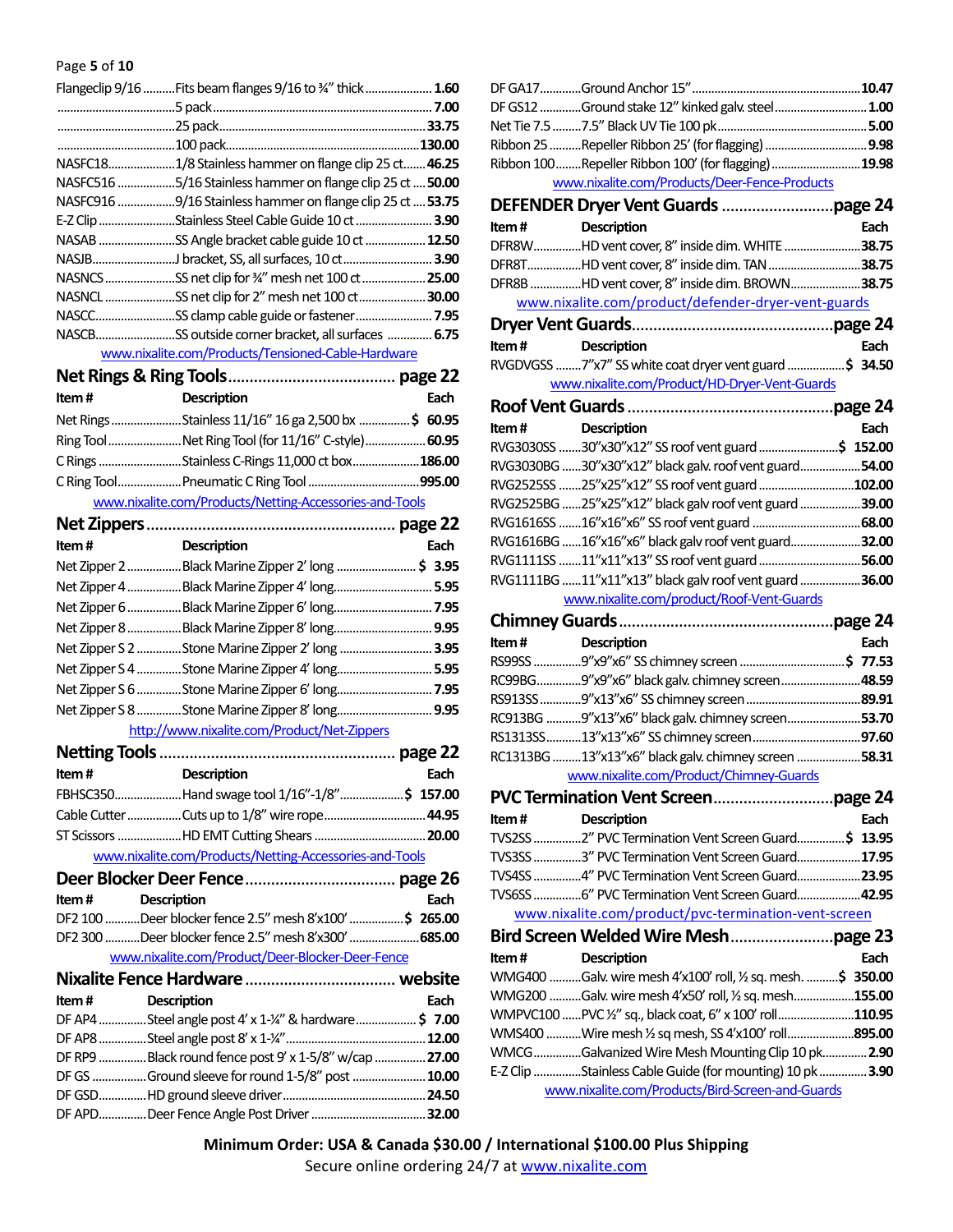| Item # | Description | Each |
|---|---|---|
| Flangeclip 9/16 | Fits beam flanges 9/16 to ¾" thick | 1.60 |
| | 5 pack | 7.00 |
| | 25 pack | 33.75 |
| | 100 pack | 130.00 |
| NASFC18 | 1/8 Stainless hammer on flange clip 25 ct | 46.25 |
| NASFC516 | 5/16 Stainless hammer on flange clip 25 ct | 50.00 |
| NASFC916 | 9/16 Stainless hammer on flange clip 25 ct | 53.75 |
| E-Z Clip | Stainless Steel Cable Guide 10 ct | 3.90 |
| NASAB | SS Angle bracket cable guide 10 ct | 12.50 |
| NASJB | J bracket, SS, all surfaces, 10 ct | 3.90 |
| NASNCS | SS net clip for ¾" mesh net 100 ct | 25.00 |
| NASNCL | SS net clip for 2" mesh net 100 ct | 30.00 |
| NASCC | SS clamp cable guide or fastener | 7.95 |
| NASCB | SS outside corner bracket, all surfaces | 6.75 |

www.nixalite.com/Products/Tensioned-Cable-Hardware

## Net Rings & Ring Tools ....... page 22

| Item # | Description | Each |
|---|---|---|
| Net Rings | Stainless 11/16" 16 ga 2,500 bx | $ 60.95 |
| Ring Tool | Net Ring Tool (for 11/16" C-style) | 60.95 |
| C Rings | Stainless C-Rings 11,000 ct box | 186.00 |
| C Ring Tool | Pneumatic C Ring Tool | 995.00 |

www.nixalite.com/Products/Netting-Accessories-and-Tools

## Net Zippers ....... page 22

| Item # | Description | Each |
|---|---|---|
| Net Zipper 2 | Black Marine Zipper 2' long | $ 3.95 |
| Net Zipper 4 | Black Marine Zipper 4' long | 5.95 |
| Net Zipper 6 | Black Marine Zipper 6' long | 7.95 |
| Net Zipper 8 | Black Marine Zipper 8' long | 9.95 |
| Net Zipper S 2 | Stone Marine Zipper 2' long | 3.95 |
| Net Zipper S 4 | Stone Marine Zipper 4' long | 5.95 |
| Net Zipper S 6 | Stone Marine Zipper 6' long | 7.95 |
| Net Zipper S 8 | Stone Marine Zipper 8' long | 9.95 |

http://www.nixalite.com/Product/Net-Zippers

## Netting Tools ....... page 22

| Item # | Description | Each |
|---|---|---|
| FBHSC350 | Hand swage tool 1/16"-1/8" | $ 157.00 |
| Cable Cutter | Cuts up to 1/8" wire rope | 44.95 |
| ST Scissors | HD EMT Cutting Shears | 20.00 |

www.nixalite.com/Products/Netting-Accessories-and-Tools

## Deer Blocker Deer Fence ....... page 26

| Item # | Description | Each |
|---|---|---|
| DF2 100 | Deer blocker fence 2.5" mesh 8'x100' | $ 265.00 |
| DF2 300 | Deer blocker fence 2.5" mesh 8'x300' | 685.00 |

www.nixalite.com/Product/Deer-Blocker-Deer-Fence

## Nixalite Fence Hardware ....... website

| Item # | Description | Each |
|---|---|---|
| DF AP4 | Steel angle post 4' x 1-¼" & hardware | $ 7.00 |
| DF AP8 | Steel angle post 8' x 1-¼" | 12.00 |
| DF RP9 | Black round fence post 9' x 1-5/8" w/cap | 27.00 |
| DF GS | Ground sleeve for round 1-5/8" post | 10.00 |
| DF GSD | HD ground sleeve driver | 24.50 |
| DF APD | Deer Fence Angle Post Driver | 32.00 |
| DF GA17 | Ground Anchor 15" | 10.47 |
| DF GS12 | Ground stake 12" kinked galv. steel | 1.00 |
| Net Tie 7.5 | 7.5" Black UV Tie 100 pk | 5.00 |
| Ribbon 25 | Repeller Ribbon 25' (for flagging) | 9.98 |
| Ribbon 100 | Repeller Ribbon 100' (for flagging) | 19.98 |

www.nixalite.com/Products/Deer-Fence-Products

## DEFENDER Dryer Vent Guards ....... page 24

| Item # | Description | Each |
|---|---|---|
| DFR8W | HD vent cover, 8" inside dim. WHITE | 38.75 |
| DFR8T | HD vent cover, 8" inside dim. TAN | 38.75 |
| DFR8B | HD vent cover, 8" inside dim. BROWN | 38.75 |

www.nixalite.com/product/defender-dryer-vent-guards

## Dryer Vent Guards ....... page 24

| Item # | Description | Each |
|---|---|---|
| RVGDVGSS | 7"x7" SS white coat dryer vent guard | $ 34.50 |

www.nixalite.com/Product/HD-Dryer-Vent-Guards

## Roof Vent Guards ....... page 24

| Item # | Description | Each |
|---|---|---|
| RVG3030SS | 30"x30"x12" SS roof vent guard | $ 152.00 |
| RVG3030BG | 30"x30"x12" black galv. roof vent guard | 54.00 |
| RVG2525SS | 25"x25"x12" SS roof vent guard | 102.00 |
| RVG2525BG | 25"x25"x12" black galv roof vent guard | 39.00 |
| RVG1616SS | 16"x16"x6" SS roof vent guard | 68.00 |
| RVG1616BG | 16"x16"x6" black galv roof vent guard | 32.00 |
| RVG1111SS | 11"x11"x13" SS roof vent guard | 56.00 |
| RVG1111BG | 11"x11"x13" black galv roof vent guard | 36.00 |

www.nixalite.com/product/Roof-Vent-Guards

## Chimney Guards ....... page 24

| Item # | Description | Each |
|---|---|---|
| RS99SS | 9"x9"x6" SS chimney screen | $ 77.53 |
| RC99BG | 9"x9"x6" black galv. chimney screen | 48.59 |
| RS913SS | 9"x13"x6" SS chimney screen | 89.91 |
| RC913BG | 9"x13"x6" black galv. chimney screen | 53.70 |
| RS1313SS | 13"x13"x6" SS chimney screen | 97.60 |
| RC1313BG | 13"x13"x6" black galv. chimney screen | 58.31 |

www.nixalite.com/Product/Chimney-Guards

## PVC Termination Vent Screen ....... page 24

| Item # | Description | Each |
|---|---|---|
| TVS2SS | 2" PVC Termination Vent Screen Guard | $ 13.95 |
| TVS3SS | 3" PVC Termination Vent Screen Guard | 17.95 |
| TVS4SS | 4" PVC Termination Vent Screen Guard | 23.95 |
| TVS6SS | 6" PVC Termination Vent Screen Guard | 42.95 |

www.nixalite.com/product/pvc-termination-vent-screen

## Bird Screen Welded Wire Mesh ....... page 23

| Item # | Description | Each |
|---|---|---|
| WMG400 | Galv. wire mesh 4'x100' roll, ½ sq. mesh. | $ 350.00 |
| WMG200 | Galv. wire mesh 4'x50' roll, ½ sq. mesh | 155.00 |
| WMPVC100 | PVC ½" sq., black coat, 6" x 100' roll | 110.95 |
| WMS400 | Wire mesh ½ sq mesh, SS 4'x100' roll | 895.00 |
| WMCG | Galvanized Wire Mesh Mounting Clip 10 pk | 2.90 |
| E-Z Clip | Stainless Cable Guide (for mounting) 10 pk | 3.90 |

www.nixalite.com/Products/Bird-Screen-and-Guards

**Minimum Order: USA & Canada $30.00 / International $100.00 Plus Shipping**

Secure online ordering 24/7 at www.nixalite.com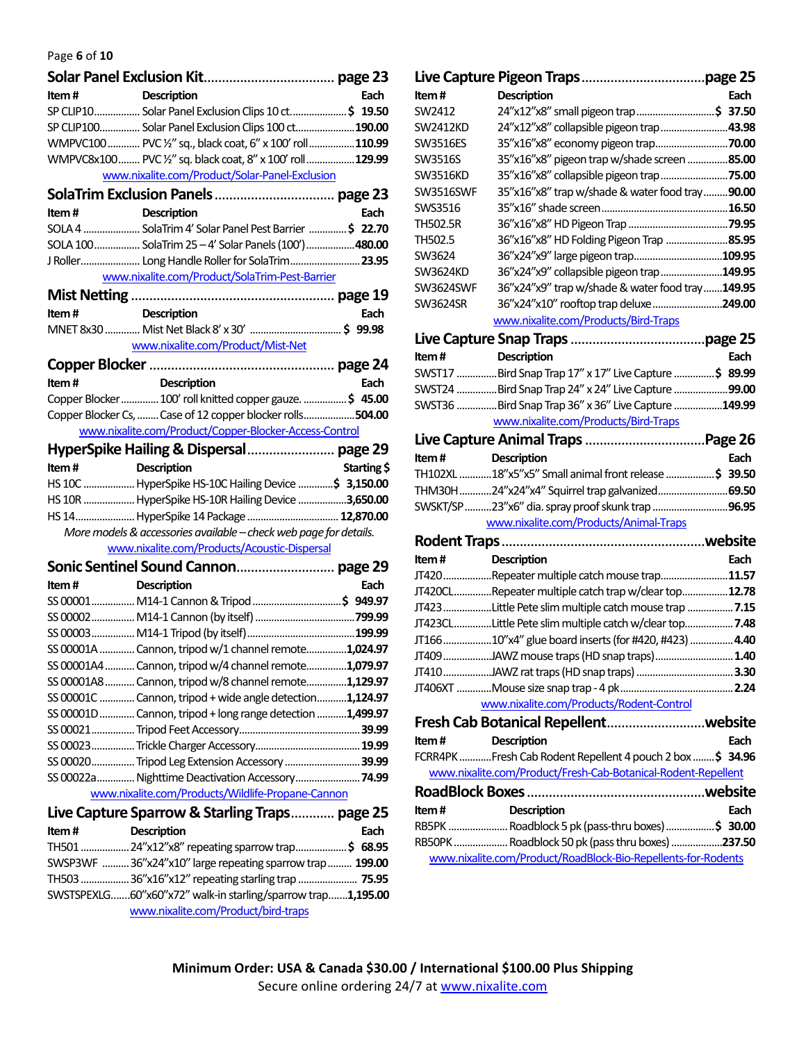## Solar Panel Exclusion Kit.................................... page 23

| Item # | Description | Each |
|---|---|---|
| SP CLIP10 | Solar Panel Exclusion Clips 10 ct. | $ 19.50 |
| SP CLIP100 | Solar Panel Exclusion Clips 100 ct. | 190.00 |
| WMPVC100 | PVC ½" sq., black coat, 6" x 100' roll | 110.99 |
| WMPVC8x100 | PVC ½" sq. black coat, 8" x 100' roll | 129.99 |

www.nixalite.com/Product/Solar-Panel-Exclusion

## SolaTrim Exclusion Panels ................................ page 23

| Item # | Description | Each |
|---|---|---|
| SOLA 4 | SolaTrim 4' Solar Panel Pest Barrier | $ 22.70 |
| SOLA 100 | SolaTrim 25 – 4' Solar Panels (100') | 480.00 |
| J Roller | Long Handle Roller for SolaTrim | 23.95 |

www.nixalite.com/Product/SolaTrim-Pest-Barrier

## Mist Netting ....................................................... page 19

| Item # | Description | Each |
|---|---|---|
| MNET 8x30 | Mist Net Black 8' x 30' | $ 99.98 |

www.nixalite.com/Product/Mist-Net

## Copper Blocker .................................................. page 24

| Item # | Description | Each |
|---|---|---|
| Copper Blocker | 100' roll knitted copper gauze. | $ 45.00 |
| Copper Blocker Cs, | Case of 12 copper blocker rolls | 504.00 |

www.nixalite.com/Product/Copper-Blocker-Access-Control

## HyperSpike Hailing & Dispersal........................ page 29

| Item # | Description | Starting $ |
|---|---|---|
| HS 10C | HyperSpike HS-10C Hailing Device | $ 3,150.00 |
| HS 10R | HyperSpike HS-10R Hailing Device | 3,650.00 |
| HS 14 | HyperSpike 14 Package | 12,870.00 |

*More models & accessories available – check web page for details.*

www.nixalite.com/Products/Acoustic-Dispersal

## Sonic Sentinel Sound Cannon........................... page 29

| Item # | Description | Each |
|---|---|---|
| SS 00001 | M14-1 Cannon & Tripod | $ 949.97 |
| SS 00002 | M14-1 Cannon (by itself) | 799.99 |
| SS 00003 | M14-1 Tripod (by itself) | 199.99 |
| SS 00001A | Cannon, tripod w/1 channel remote | 1,024.97 |
| SS 00001A4 | Cannon, tripod w/4 channel remote | 1,079.97 |
| SS 00001A8 | Cannon, tripod w/8 channel remote | 1,129.97 |
| SS 00001C | Cannon, tripod + wide angle detection | 1,124.97 |
| SS 00001D | Cannon, tripod + long range detection | 1,499.97 |
| SS 00021 | Tripod Feet Accessory | 39.99 |
| SS 00023 | Trickle Charger Accessory | 19.99 |
| SS 00020 | Tripod Leg Extension Accessory | 39.99 |
| SS 00022a | Nighttime Deactivation Accessory | 74.99 |

www.nixalite.com/Products/Wildlife-Propane-Cannon

## Live Capture Sparrow & Starling Traps............ page 25

| Item # | Description | Each |
|---|---|---|
| TH501 | 24"x12"x8" repeating sparrow trap | $ 68.95 |
| SWSP3WF | 36"x24"x10" large repeating sparrow trap | 199.00 |
| TH503 | 36"x16"x12" repeating starling trap | 75.95 |
| SWSTSPEXLG | 60"x60"x72" walk-in starling/sparrow trap | 1,195.00 |

www.nixalite.com/Product/bird-traps

## Live Capture Pigeon Traps.................................page 25

| Item # | Description | Each |
|---|---|---|
| SW2412 | 24"x12"x8" small pigeon trap | $ 37.50 |
| SW2412KD | 24"x12"x8" collapsible pigeon trap | 43.98 |
| SW3516ES | 35"x16"x8" economy pigeon trap | 70.00 |
| SW3516S | 35"x16"x8" pigeon trap w/shade screen | 85.00 |
| SW3516KD | 35"x16"x8" collapsible pigeon trap | 75.00 |
| SW3516SWF | 35"x16"x8" trap w/shade & water food tray | 90.00 |
| SWS3516 | 35"x16" shade screen | 16.50 |
| TH502.5R | 36"x16"x8" HD Pigeon Trap | 79.95 |
| TH502.5 | 36"x16"x8" HD Folding Pigeon Trap | 85.95 |
| SW3624 | 36"x24"x9" large pigeon trap | 109.95 |
| SW3624KD | 36"x24"x9" collapsible pigeon trap | 149.95 |
| SW3624SWF | 36"x24"x9" trap w/shade & water food tray | 149.95 |
| SW3624SR | 36"x24"x10" rooftop trap deluxe | 249.00 |

www.nixalite.com/Products/Bird-Traps

## Live Capture Snap Traps ....................................page 25

| Item # | Description | Each |
|---|---|---|
| SWST17 | Bird Snap Trap 17" x 17" Live Capture | $ 89.99 |
| SWST24 | Bird Snap Trap 24" x 24" Live Capture | 99.00 |
| SWST36 | Bird Snap Trap 36" x 36" Live Capture | 149.99 |

www.nixalite.com/Products/Bird-Traps

## Live Capture Animal Traps .................................Page 26

| Item # | Description | Each |
|---|---|---|
| TH102XL | 18"x5"x5" Small animal front release | $ 39.50 |
| THM30H | 24"x24"x4" Squirrel trap galvanized | 69.50 |
| SWSKT/SP | 23"x6" dia. spray proof skunk trap | 96.95 |

www.nixalite.com/Products/Animal-Traps

## Rodent Traps .......................................................website

| Item # | Description | Each |
|---|---|---|
| JT420 | Repeater multiple catch mouse trap | 11.57 |
| JT420CL | Repeater multiple catch trap w/clear top | 12.78 |
| JT423 | Little Pete slim multiple catch mouse trap | 7.15 |
| JT423CL | Little Pete slim multiple catch w/clear top | 7.48 |
| JT166 | 10"x4" glue board inserts (for #420, #423) | 4.40 |
| JT409 | JAWZ mouse traps (HD snap traps) | 1.40 |
| JT410 | JAWZ rat traps (HD snap traps) | 3.30 |
| JT406XT | Mouse size snap trap - 4 pk | 2.24 |

www.nixalite.com/Products/Rodent-Control

## Fresh Cab Botanical Repellent...........................website

| Item # | Description | Each |
|---|---|---|
| FCRR4PK | Fresh Cab Rodent Repellent 4 pouch 2 box | $ 34.96 |

www.nixalite.com/Product/Fresh-Cab-Botanical-Rodent-Repellent

## RoadBlock Boxes ................................................website

| Item # | Description | Each |
|---|---|---|
| RB5PK | Roadblock 5 pk (pass-thru boxes) | $ 30.00 |
| RB50PK | Roadblock 50 pk (pass thru boxes) | 237.50 |

www.nixalite.com/Product/RoadBlock-Bio-Repellents-for-Rodents

**Minimum Order: USA & Canada $30.00 / International $100.00 Plus Shipping**

Secure online ordering 24/7 at www.nixalite.com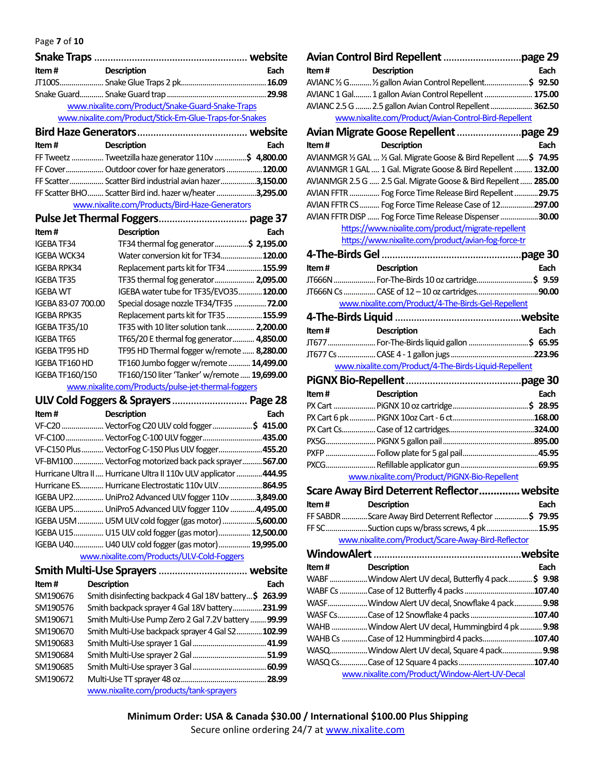## Snake Traps ........................................ website

| Item # | Description | Each |
|---|---|---|
| JT100S | Snake Glue Traps 2 pk | 16.09 |
| Snake Guard | Snake Guard trap | 29.98 |

www.nixalite.com/Product/Snake-Guard-Snake-Traps
www.nixalite.com/Product/Stick-Em-Glue-Traps-for-Snakes

## Bird Haze Generators ........................................ website

| Item # | Description | Each |
|---|---|---|
| FF Tweetz | Tweetzilla haze generator 110v | $ 4,800.00 |
| FF Cover | Outdoor cover for haze generators | 120.00 |
| FF Scatter | Scatter Bird industrial avian hazer | 3,150.00 |
| FF Scatter BHO | Scatter Bird ind. hazer w/heater | 3,295.00 |

www.nixalite.com/Products/Bird-Haze-Generators

## Pulse Jet Thermal Foggers................................ page 37

| Item # | Description | Each |
|---|---|---|
| IGEBA TF34 | TF34 thermal fog generator | $ 2,195.00 |
| IGEBA WCK34 | Water conversion kit for TF34 | 120.00 |
| IGEBA RPK34 | Replacement parts kit for TF34 | 155.99 |
| IGEBA TF35 | TF35 thermal fog generator | 2,095.00 |
| IGEBA WT | IGEBA water tube for TF35/EVO35 | 120.00 |
| IGEBA 83-07 700.00 | Special dosage nozzle TF34/TF35 | 72.00 |
| IGEBA RPK35 | Replacement parts kit for TF35 | 155.99 |
| IGEBA TF35/10 | TF35 with 10 liter solution tank | 2,200.00 |
| IGEBA TF65 | TF65/20 E thermal fog generator | 4,850.00 |
| IGEBA TF95 HD | TF95 HD Thermal fogger w/remote | 8,280.00 |
| IGEBA TF160 HD | TF160 Jumbo fogger w/remote | 14,499.00 |
| IGEBA TF160/150 | TF160/150 liter 'Tanker' w/remote | 19,699.00 |

www.nixalite.com/Products/pulse-jet-thermal-foggers

## ULV Cold Foggers & Sprayers ........................... Page 28

| Item # | Description | Each |
|---|---|---|
| VF-C20 | VectorFog C20 ULV cold fogger | $ 415.00 |
| VF-C100 | VectorFog C-100 ULV fogger | 435.00 |
| VF-C150 Plus | VectorFog C-150 Plus ULV fogger | 455.20 |
| VF-BM100 | VectorFog motorized back pack sprayer | 567.00 |
| Hurricane Ultra II | Hurricane Ultra II 110v ULV applicator | 444.95 |
| Hurricane ES | Hurricane Electrostatic 110v ULV | 864.95 |
| IGEBA UP2 | UniPro2 Advanced ULV fogger 110v | 3,849.00 |
| IGEBA UP5 | UniPro5 Advanced ULV fogger 110v | 4,495.00 |
| IGEBA U5M | U5M ULV cold fogger (gas motor) | 5,600.00 |
| IGEBA U15 | U15 ULV cold fogger (gas motor) | 12,500.00 |
| IGEBA U40 | U40 ULV cold fogger (gas motor) | 19,995.00 |

www.nixalite.com/Products/ULV-Cold-Foggers

## Smith Multi-Use Sprayers ................................ website

| Item # | Description | Each |
|---|---|---|
| SM190676 | Smith disinfecting backpack 4 Gal 18V battery | $ 263.99 |
| SM190576 | Smith backpack sprayer 4 Gal 18V battery | 231.99 |
| SM190671 | Smith Multi-Use Pump Zero 2 Gal 7.2V battery | 99.99 |
| SM190670 | Smith Multi-Use backpack sprayer 4 Gal S2 | 102.99 |
| SM190683 | Smith Multi-Use sprayer 1 Gal | 41.99 |
| SM190684 | Smith Multi-Use sprayer 2 Gal | 51.99 |
| SM190685 | Smith Multi-Use sprayer 3 Gal | 60.99 |
| SM190672 | Multi-Use TT sprayer 48 oz | 28.99 |

www.nixalite.com/products/tank-sprayers

## Avian Control Bird Repellent ............................page 29

| Item # | Description | Each |
|---|---|---|
| AVIANC ½ G | ½ gallon Avian Control Repellent | $ 92.50 |
| AVIANC 1 Gal | 1 gallon Avian Control Repellent | 175.00 |
| AVIANC 2.5 G | 2.5 gallon Avian Control Repellent | 362.50 |

www.nixalite.com/Product/Avian-Control-Bird-Repellent

## Avian Migrate Goose Repellent .......................page 29

| Item # | Description | Each |
|---|---|---|
| AVIANMGR ½ GAL | ½ Gal. Migrate Goose & Bird Repellent | $ 74.95 |
| AVIANMGR 1 GAL | 1 Gal. Migrate Goose & Bird Repellent | 132.00 |
| AVIANMGR 2.5 G | 2.5 Gal. Migrate Goose & Bird Repellent | 285.00 |
| AVIAN FFTR | Fog Force Time Release Bird Repellent | 29.75 |
| AVIAN FFTR CS | Fog Force Time Release Case of 12 | 297.00 |
| AVIAN FFTR DISP | Fog Force Time Release Dispenser | 30.00 |

https://www.nixalite.com/product/migrate-repellent
https://www.nixalite.com/product/avian-fog-force-tr

## 4-The-Birds Gel ..................................................page 30

| Item # | Description | Each |
|---|---|---|
| JT666N | For-The-Birds 10 oz cartridge | $ 9.59 |
| JT666N Cs | CASE of 12 – 10 oz cartridges | 90.00 |

www.nixalite.com/Product/4-The-Birds-Gel-Repellent

## 4-The-Birds Liquid ..............................................website

| Item # | Description | Each |
|---|---|---|
| JT677 | For-The-Birds liquid gallon | $ 65.95 |
| JT677 Cs | CASE 4 - 1 gallon jugs | 223.96 |

www.nixalite.com/Product/4-The-Birds-Liquid-Repellent

## PiGNX Bio-Repellent..........................................page 30

| Item # | Description | Each |
|---|---|---|
| PX Cart | PiGNX 10 oz cartridge | $ 28.95 |
| PX Cart 6 pk | PiGNX 10oz Cart - 6 ct | 168.00 |
| PX Cart Cs | Case of 12 cartridges | 324.00 |
| PX5G | PiGNX 5 gallon pail | 895.00 |
| PXFP | Follow plate for 5 gal pail | 45.95 |
| PXCG | Refillable applicator gun | 69.95 |

www.nixalite.com/Product/PiGNX-Bio-Repellent

## Scare Away Bird Deterrent Reflector............. website

| Item # | Description | Each |
|---|---|---|
| FF SABDR | Scare Away Bird Deterrent Reflector | $ 79.95 |
| FF SC | Suction cups w/brass screws, 4 pk | 15.95 |

www.nixalite.com/Product/Scare-Away-Bird-Reflector

## WindowAlert ......................................................website

| Item # | Description | Each |
|---|---|---|
| WABF | Window Alert UV decal, Butterfly 4 pack | $ 9.98 |
| WABF Cs | Case of 12 Butterfly 4 packs | 107.40 |
| WASF | Window Alert UV decal, Snowflake 4 pack | 9.98 |
| WASF Cs | Case of 12 Snowflake 4 packs | 107.40 |
| WAHB | Window Alert UV decal, Hummingbird 4 pk | 9.98 |
| WAHB Cs | Case of 12 Hummingbird 4 packs | 107.40 |
| WASQ | Window Alert UV decal, Square 4 pack | 9.98 |
| WASQ Cs | Case of 12 Square 4 packs | 107.40 |

www.nixalite.com/Product/Window-Alert-UV-Decal

**Minimum Order: USA & Canada $30.00 / International $100.00 Plus Shipping**

Secure online ordering 24/7 at www.nixalite.com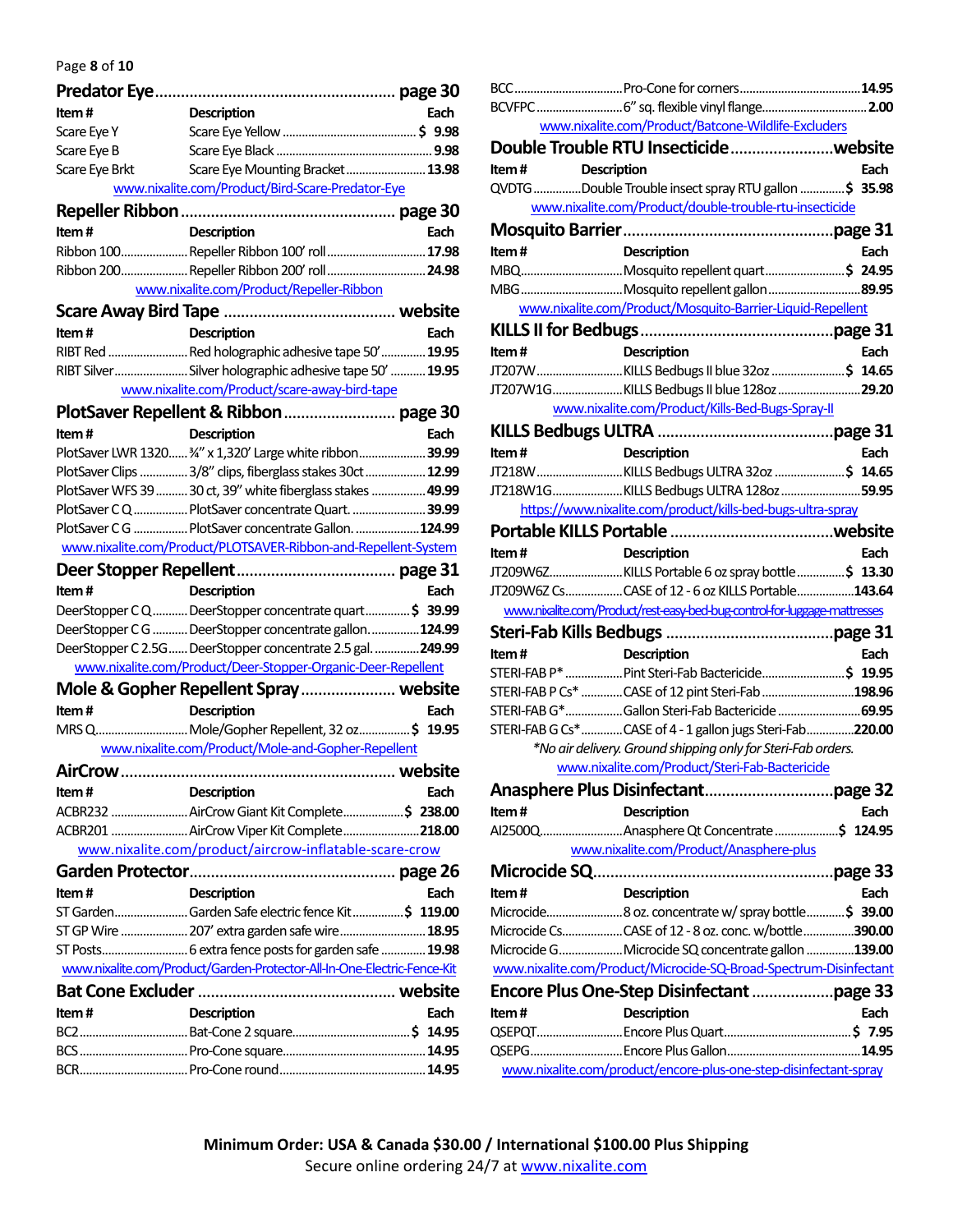## Predator Eye ........ page 30

| Item # | Description | Each |
|---|---|---|
| Scare Eye Y | Scare Eye Yellow | $ 9.98 |
| Scare Eye B | Scare Eye Black | 9.98 |
| Scare Eye Brkt | Scare Eye Mounting Bracket | 13.98 |

www.nixalite.com/Product/Bird-Scare-Predator-Eye

## Repeller Ribbon ........ page 30

| Item # | Description | Each |
|---|---|---|
| Ribbon 100 | Repeller Ribbon 100' roll | 17.98 |
| Ribbon 200 | Repeller Ribbon 200' roll | 24.98 |

www.nixalite.com/Product/Repeller-Ribbon

## Scare Away Bird Tape ........ website

| Item # | Description | Each |
|---|---|---|
| RIBT Red | Red holographic adhesive tape 50' | 19.95 |
| RIBT Silver | Silver holographic adhesive tape 50' | 19.95 |

www.nixalite.com/Product/scare-away-bird-tape

## PlotSaver Repellent & Ribbon ........ page 30

| Item # | Description | Each |
|---|---|---|
| PlotSaver LWR 1320 | ¾" x 1,320' Large white ribbon | 39.99 |
| PlotSaver Clips | 3/8" clips, fiberglass stakes 30ct | 12.99 |
| PlotSaver WFS 39 | 30 ct, 39" white fiberglass stakes | 49.99 |
| PlotSaver C Q | PlotSaver concentrate Quart. | 39.99 |
| PlotSaver C G | PlotSaver concentrate Gallon. | 124.99 |

www.nixalite.com/Product/PLOTSAVER-Ribbon-and-Repellent-System

## Deer Stopper Repellent ........ page 31

| Item # | Description | Each |
|---|---|---|
| DeerStopper C Q | DeerStopper concentrate quart | $ 39.99 |
| DeerStopper C G | DeerStopper concentrate gallon. | 124.99 |
| DeerStopper C 2.5G | DeerStopper concentrate 2.5 gal. | 249.99 |

www.nixalite.com/Product/Deer-Stopper-Organic-Deer-Repellent

## Mole & Gopher Repellent Spray ........ website

| Item # | Description | Each |
|---|---|---|
| MRS Q | Mole/Gopher Repellent, 32 oz | $ 19.95 |

www.nixalite.com/Product/Mole-and-Gopher-Repellent

## AirCrow ........ website

| Item # | Description | Each |
|---|---|---|
| ACBR232 | AirCrow Giant Kit Complete | $ 238.00 |
| ACBR201 | AirCrow Viper Kit Complete | 218.00 |

www.nixalite.com/product/aircrow-inflatable-scare-crow

## Garden Protector ........ page 26

| Item # | Description | Each |
|---|---|---|
| ST Garden | Garden Safe electric fence Kit | $ 119.00 |
| ST GP Wire | 207' extra garden safe wire | 18.95 |
| ST Posts | 6 extra fence posts for garden safe | 19.98 |

www.nixalite.com/Product/Garden-Protector-All-In-One-Electric-Fence-Kit

## Bat Cone Excluder ........ website

| Item # | Description | Each |
|---|---|---|
| BC2 | Bat-Cone 2 square | $ 14.95 |
| BCS | Pro-Cone square | 14.95 |
| BCR | Pro-Cone round | 14.95 |
| BCC | Pro-Cone for corners | 14.95 |
| BCVFPC | 6" sq. flexible vinyl flange | 2.00 |

www.nixalite.com/Product/Batcone-Wildlife-Excluders

## Double Trouble RTU Insecticide ........ website

| Item # | Description | Each |
|---|---|---|
| QVDTG | Double Trouble insect spray RTU gallon | $ 35.98 |

www.nixalite.com/Product/double-trouble-rtu-insecticide

## Mosquito Barrier ........ page 31

| Item # | Description | Each |
|---|---|---|
| MBQ | Mosquito repellent quart | $ 24.95 |
| MBG | Mosquito repellent gallon | 89.95 |

www.nixalite.com/Product/Mosquito-Barrier-Liquid-Repellent

## KILLS II for Bedbugs ........ page 31

| Item # | Description | Each |
|---|---|---|
| JT207W | KILLS Bedbugs II blue 32oz | $ 14.65 |
| JT207W1G | KILLS Bedbugs II blue 128oz | 29.20 |

www.nixalite.com/Product/Kills-Bed-Bugs-Spray-II

## KILLS Bedbugs ULTRA ........ page 31

| Item # | Description | Each |
|---|---|---|
| JT218W | KILLS Bedbugs ULTRA 32oz | $ 14.65 |
| JT218W1G | KILLS Bedbugs ULTRA 128oz | 59.95 |

https://www.nixalite.com/product/kills-bed-bugs-ultra-spray

## Portable KILLS Portable ........ website

| Item # | Description | Each |
|---|---|---|
| JT209W6Z | KILLS Portable 6 oz spray bottle | $ 13.30 |
| JT209W6Z Cs | CASE of 12 - 6 oz KILLS Portable | 143.64 |

www.nixalite.com/Product/rest-easy-bed-bug-control-for-luggage-mattresses

## Steri-Fab Kills Bedbugs ........ page 31

| Item # | Description | Each |
|---|---|---|
| STERI-FAB P* | Pint Steri-Fab Bactericide | $ 19.95 |
| STERI-FAB P Cs* | CASE of 12 pint Steri-Fab | 198.96 |
| STERI-FAB G* | Gallon Steri-Fab Bactericide | 69.95 |
| STERI-FAB G Cs* | CASE of 4 - 1 gallon jugs Steri-Fab | 220.00 |

*\*No air delivery. Ground shipping only for Steri-Fab orders.*

www.nixalite.com/Product/Steri-Fab-Bactericide

## Anasphere Plus Disinfectant ........ page 32

| Item # | Description | Each |
|---|---|---|
| AI2500Q | Anasphere Qt Concentrate | $ 124.95 |

www.nixalite.com/Product/Anasphere-plus

## Microcide SQ ........ page 33

| Item # | Description | Each |
|---|---|---|
| Microcide | 8 oz. concentrate w/ spray bottle | $ 39.00 |
| Microcide Cs | CASE of 12 - 8 oz. conc. w/bottle | 390.00 |
| Microcide G | Microcide SQ concentrate gallon | 139.00 |

www.nixalite.com/Product/Microcide-SQ-Broad-Spectrum-Disinfectant

## Encore Plus One-Step Disinfectant ........ page 33

| Item # | Description | Each |
|---|---|---|
| QSEPQT | Encore Plus Quart | $ 7.95 |
| QSEPG | Encore Plus Gallon | 14.95 |

www.nixalite.com/product/encore-plus-one-step-disinfectant-spray

**Minimum Order: USA & Canada $30.00 / International $100.00 Plus Shipping**

Secure online ordering 24/7 at www.nixalite.com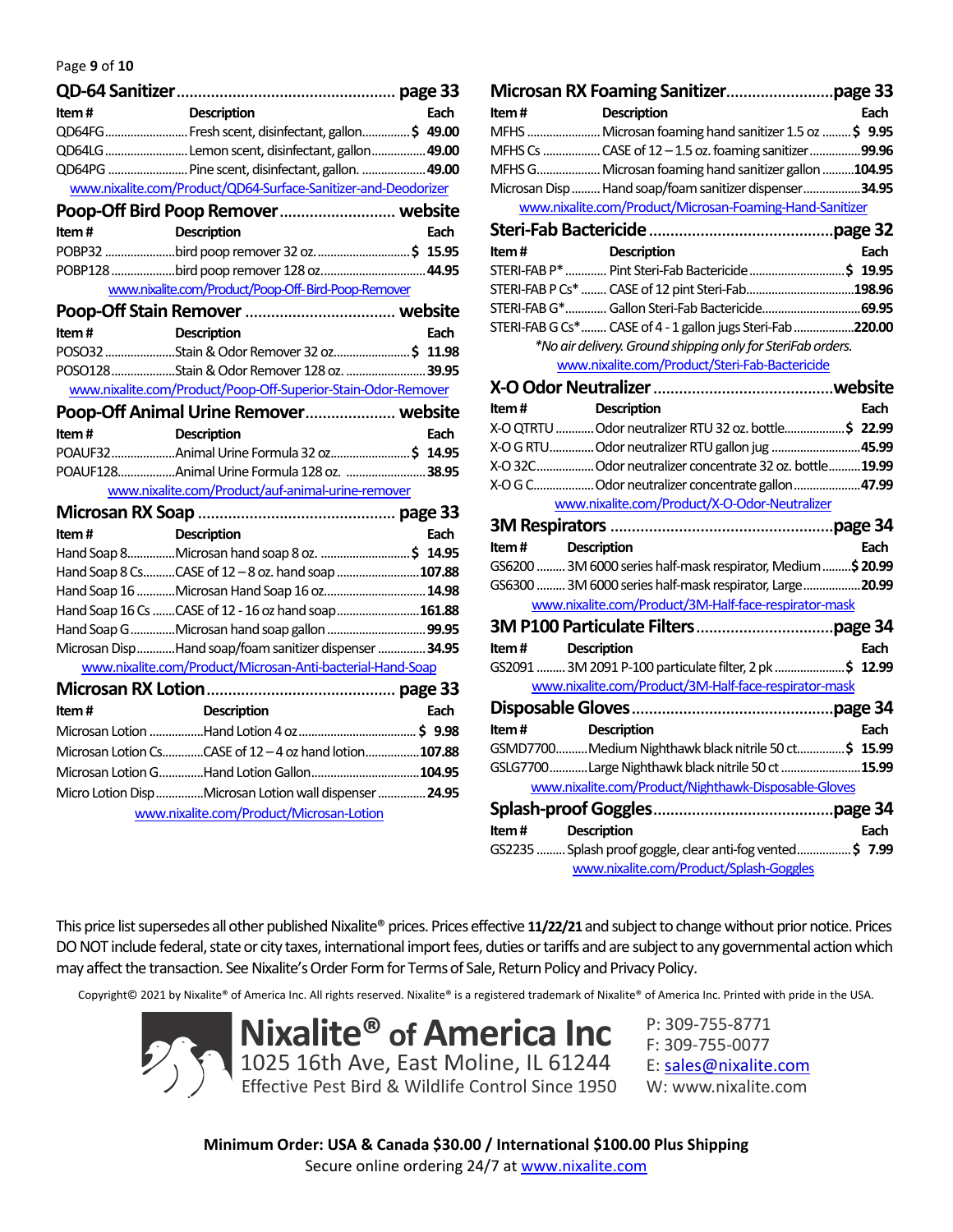## QD-64 Sanitizer ................ page 33

| Item # | Description | Each |
|---|---|---|
| QD64FG | Fresh scent, disinfectant, gallon | $ 49.00 |
| QD64LG | Lemon scent, disinfectant, gallon | 49.00 |
| QD64PG | Pine scent, disinfectant, gallon. | 49.00 |

www.nixalite.com/Product/QD64-Surface-Sanitizer-and-Deodorizer

## Poop-Off Bird Poop Remover ................ website

| Item # | Description | Each |
|---|---|---|
| POBP32 | bird poop remover 32 oz. | $ 15.95 |
| POBP128 | bird poop remover 128 oz. | 44.95 |

www.nixalite.com/Product/Poop-Off-Bird-Poop-Remover

## Poop-Off Stain Remover ................ website

| Item # | Description | Each |
|---|---|---|
| POSO32 | Stain & Odor Remover 32 oz | $ 11.98 |
| POSO128 | Stain & Odor Remover 128 oz. | 39.95 |

www.nixalite.com/Product/Poop-Off-Superior-Stain-Odor-Remover

## Poop-Off Animal Urine Remover ................ website

| Item # | Description | Each |
|---|---|---|
| POAUF32 | Animal Urine Formula 32 oz | $ 14.95 |
| POAUF128 | Animal Urine Formula 128 oz. | 38.95 |

www.nixalite.com/Product/auf-animal-urine-remover

## Microsan RX Soap ................ page 33

| Item # | Description | Each |
|---|---|---|
| Hand Soap 8 | Microsan hand soap 8 oz. | $ 14.95 |
| Hand Soap 8 Cs | CASE of 12 – 8 oz. hand soap | 107.88 |
| Hand Soap 16 | Microsan Hand Soap 16 oz | 14.98 |
| Hand Soap 16 Cs | CASE of 12 - 16 oz hand soap | 161.88 |
| Hand Soap G | Microsan hand soap gallon | 99.95 |
| Microsan Disp | Hand soap/foam sanitizer dispenser | 34.95 |

www.nixalite.com/Product/Microsan-Anti-bacterial-Hand-Soap

## Microsan RX Lotion ................ page 33

| Item # | Description | Each |
|---|---|---|
| Microsan Lotion | Hand Lotion 4 oz | $ 9.98 |
| Microsan Lotion Cs | CASE of 12 – 4 oz hand lotion | 107.88 |
| Microsan Lotion G | Hand Lotion Gallon | 104.95 |
| Micro Lotion Disp | Microsan Lotion wall dispenser | 24.95 |

www.nixalite.com/Product/Microsan-Lotion

## Microsan RX Foaming Sanitizer ................ page 33

| Item # | Description | Each |
|---|---|---|
| MFHS | Microsan foaming hand sanitizer 1.5 oz | $ 9.95 |
| MFHS Cs | CASE of 12 – 1.5 oz. foaming sanitizer | 99.96 |
| MFHS G | Microsan foaming hand sanitizer gallon | 104.95 |
| Microsan Disp | Hand soap/foam sanitizer dispenser | 34.95 |

www.nixalite.com/Product/Microsan-Foaming-Hand-Sanitizer

## Steri-Fab Bactericide ................ page 32

| Item # | Description | Each |
|---|---|---|
| STERI-FAB P* | Pint Steri-Fab Bactericide | $ 19.95 |
| STERI-FAB P Cs* | CASE of 12 pint Steri-Fab | 198.96 |
| STERI-FAB G* | Gallon Steri-Fab Bactericide | 69.95 |
| STERI-FAB G Cs* | CASE of 4 - 1 gallon jugs Steri-Fab | 220.00 |

*\*No air delivery. Ground shipping only for SteriFab orders.*

www.nixalite.com/Product/Steri-Fab-Bactericide

## X-O Odor Neutralizer ................ website

| Item # | Description | Each |
|---|---|---|
| X-O QTRTU | Odor neutralizer RTU 32 oz. bottle | $ 22.99 |
| X-O G RTU | Odor neutralizer RTU gallon jug | 45.99 |
| X-O 32C | Odor neutralizer concentrate 32 oz. bottle | 19.99 |
| X-O G C | Odor neutralizer concentrate gallon | 47.99 |

www.nixalite.com/Product/X-O-Odor-Neutralizer

## 3M Respirators ................ page 34

| Item # | Description | Each |
|---|---|---|
| GS6200 | 3M 6000 series half-mask respirator, Medium | $ 20.99 |
| GS6300 | 3M 6000 series half-mask respirator, Large | 20.99 |

www.nixalite.com/Product/3M-Half-face-respirator-mask

## 3M P100 Particulate Filters ................ page 34

| Item # | Description | Each |
|---|---|---|
| GS2091 | 3M 2091 P-100 particulate filter, 2 pk | $ 12.99 |

www.nixalite.com/Product/3M-Half-face-respirator-mask

## Disposable Gloves ................ page 34

| Item # | Description | Each |
|---|---|---|
| GSMD7700 | Medium Nighthawk black nitrile 50 ct | $ 15.99 |
| GSLG7700 | Large Nighthawk black nitrile 50 ct | 15.99 |

www.nixalite.com/Product/Nighthawk-Disposable-Gloves

## Splash-proof Goggles ................ page 34

| Item # | Description | Each |
|---|---|---|
| GS2235 | Splash proof goggle, clear anti-fog vented | $ 7.99 |

www.nixalite.com/Product/Splash-Goggles

This price list supersedes all other published Nixalite® prices. Prices effective **11/22/21** and subject to change without prior notice. Prices DO NOT include federal, state or city taxes, international import fees, duties or tariffs and are subject to any governmental action which may affect the transaction. See Nixalite's Order Form for Terms of Sale, Return Policy and Privacy Policy.

Copyright© 2021 by Nixalite® of America Inc. All rights reserved. Nixalite® is a registered trademark of Nixalite® of America Inc. Printed with pride in the USA.

**Nixalite® of America Inc**
1025 16th Ave, East Moline, IL 61244
Effective Pest Bird & Wildlife Control Since 1950

P: 309-755-8771
F: 309-755-0077
E: sales@nixalite.com
W: www.nixalite.com

**Minimum Order: USA & Canada $30.00 / International $100.00 Plus Shipping**

Secure online ordering 24/7 at www.nixalite.com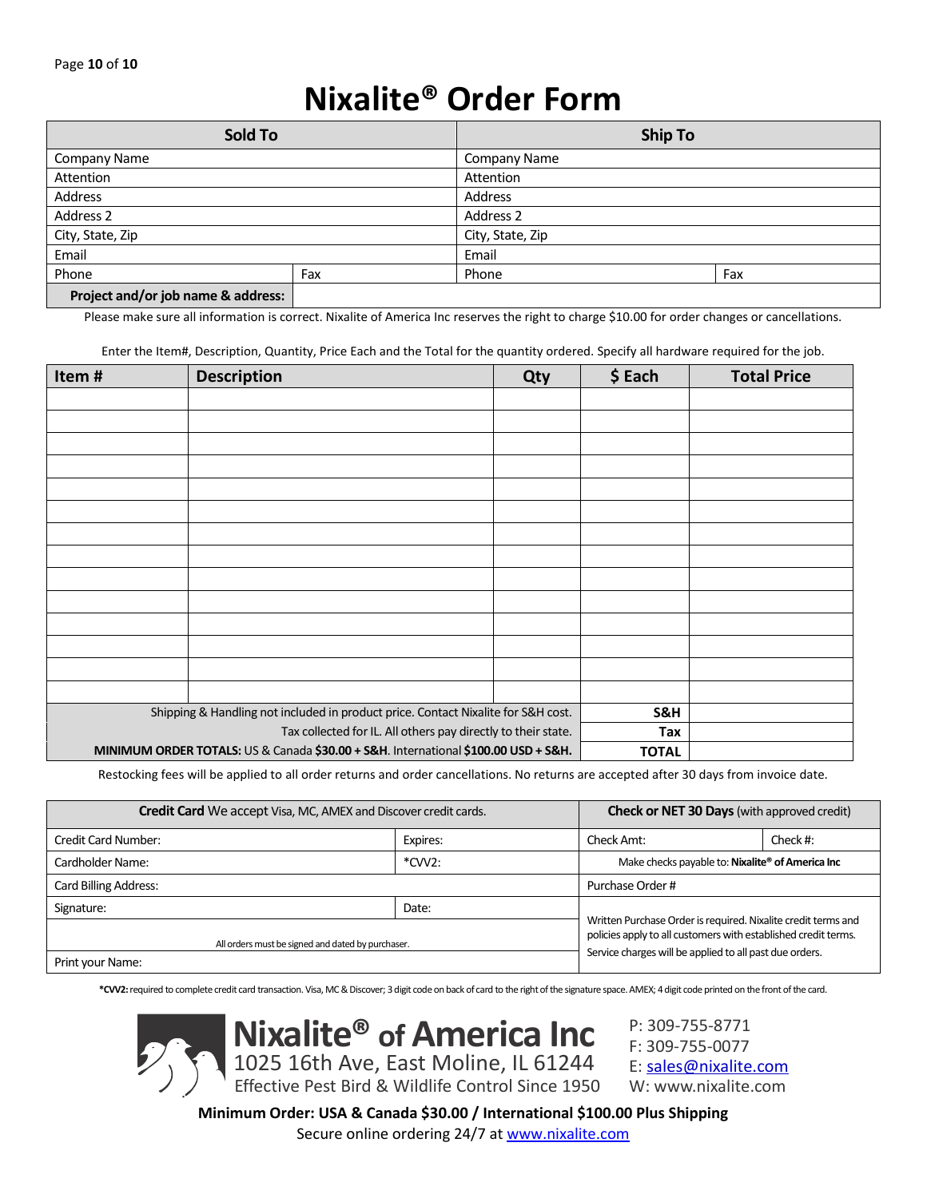# Nixalite® Order Form

| Sold To | | Ship To | |
|---|---|---|---|
| Company Name | | Company Name | |
| Attention | | Attention | |
| Address | | Address | |
| Address 2 | | Address 2 | |
| City, State, Zip | | City, State, Zip | |
| Email | | Email | |
| Phone | Fax | Phone | Fax |
| **Project and/or job name & address:** | | | |

Please make sure all information is correct. Nixalite of America Inc reserves the right to charge $10.00 for order changes or cancellations.

Enter the Item#, Description, Quantity, Price Each and the Total for the quantity ordered. Specify all hardware required for the job.

| Item # | Description | Qty | $ Each | Total Price |
|---|---|---|---|---|
| | | | | |
| | | | | |
| | | | | |
| | | | | |
| | | | | |
| | | | | |
| | | | | |
| | | | | |
| | | | | |
| | | | | |
| | | | | |
| | | | | |
| | | | | |
| | | | | |
| Shipping & Handling not included in product price. Contact Nixalite for S&H cost. | | | **S&H** | |
| Tax collected for IL. All others pay directly to their state. | | | **Tax** | |
| **MINIMUM ORDER TOTALS:** US & Canada **$30.00 + S&H**. International **$100.00 USD + S&H.** | | | **TOTAL** | |

Restocking fees will be applied to all order returns and order cancellations. No returns are accepted after 30 days from invoice date.

| **Credit Card** We accept Visa, MC, AMEX and Discover credit cards. | | **Check or NET 30 Days** (with approved credit) | |
|---|---|---|---|
| Credit Card Number: | Expires: | Check Amt: | Check #: |
| Cardholder Name: | *CVV2: | Make checks payable to: **Nixalite® of America Inc** | |
| Card Billing Address: | | Purchase Order # | |
| Signature: | Date: | Written Purchase Order is required. Nixalite credit terms and policies apply to all customers with established credit terms. Service charges will be applied to all past due orders. | |
| All orders must be signed and dated by purchaser. | | | |
| Print your Name: | | | |

**\*CVV2:** required to complete credit card transaction. Visa, MC & Discover; 3 digit code on back of card to the right of the signature space. AMEX; 4 digit code printed on the front of the card.

**Nixalite® of America Inc**
1025 16th Ave, East Moline, IL 61244
Effective Pest Bird & Wildlife Control Since 1950

P: 309-755-8771
F: 309-755-0077
E: sales@nixalite.com
W: www.nixalite.com

**Minimum Order: USA & Canada $30.00 / International $100.00 Plus Shipping**

Secure online ordering 24/7 at www.nixalite.com